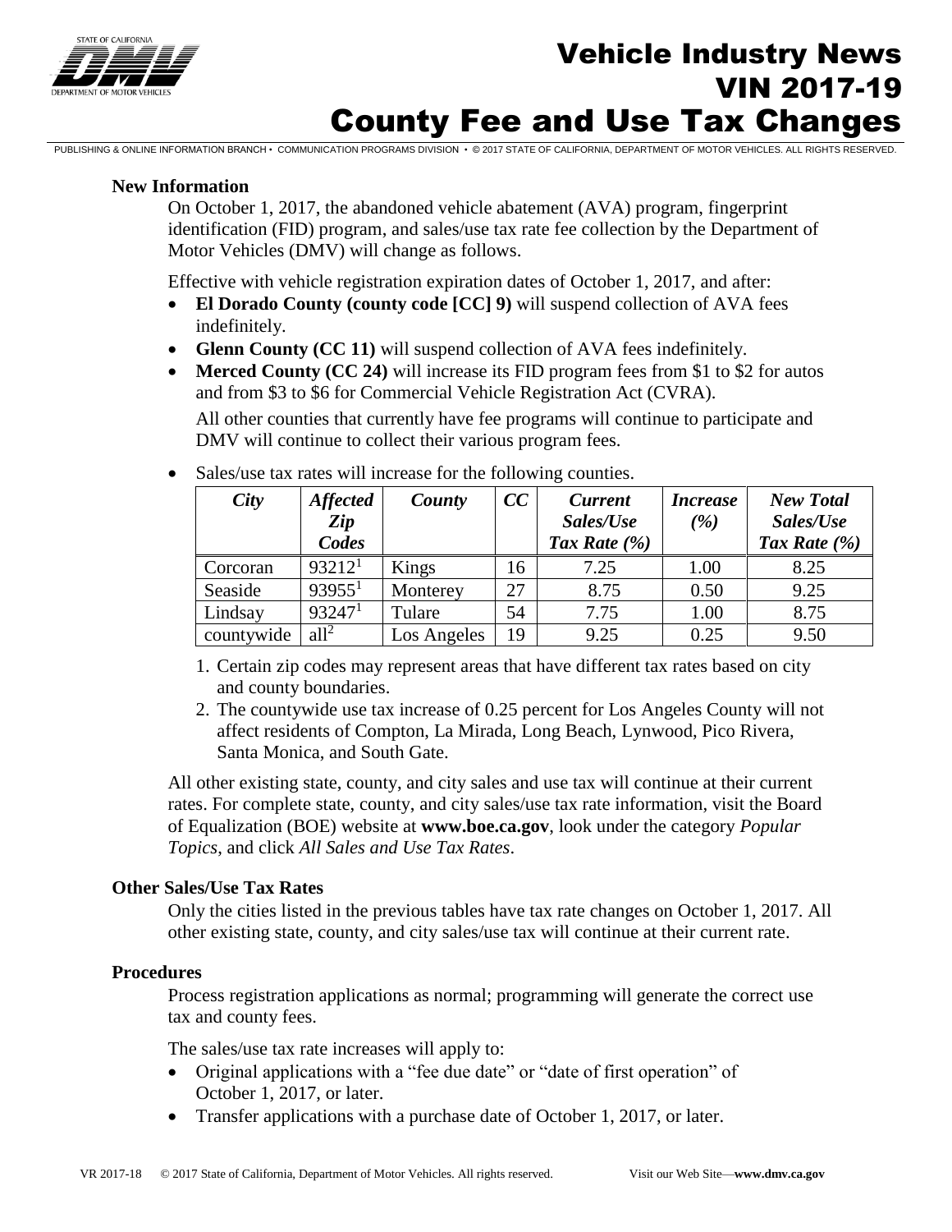# Vehicle Industry News
## VIN 2017-19
## County Fee and Use Tax Changes

### New Information

On October 1, 2017, the abandoned vehicle abatement (AVA) program, fingerprint identification (FID) program, and sales/use tax rate fee collection by the Department of Motor Vehicles (DMV) will change as follows.

Effective with vehicle registration expiration dates of October 1, 2017, and after:

- **El Dorado County (county code [CC] 9)** will suspend collection of AVA fees indefinitely.
- **Glenn County (CC 11)** will suspend collection of AVA fees indefinitely.
- **Merced County (CC 24)** will increase its FID program fees from $1 to $2 for autos and from $3 to $6 for Commercial Vehicle Registration Act (CVRA).

  All other counties that currently have fee programs will continue to participate and DMV will continue to collect their various program fees.

- Sales/use tax rates will increase for the following counties.

| *City* | *Affected Zip Codes* | *County* | *CC* | *Current Sales/Use Tax Rate (%)* | *Increase (%)* | *New Total Sales/Use Tax Rate (%)* |
|---|---|---|---|---|---|---|
| Corcoran | 93212[1] | Kings | 16 | 7.25 | 1.00 | 8.25 |
| Seaside | 93955[1] | Monterey | 27 | 8.75 | 0.50 | 9.25 |
| Lindsay | 93247[1] | Tulare | 54 | 7.75 | 1.00 | 8.75 |
| countywide | all[2] | Los Angeles | 19 | 9.25 | 0.25 | 9.50 |

1. Certain zip codes may represent areas that have different tax rates based on city and county boundaries.
2. The countywide use tax increase of 0.25 percent for Los Angeles County will not affect residents of Compton, La Mirada, Long Beach, Lynwood, Pico Rivera, Santa Monica, and South Gate.

All other existing state, county, and city sales and use tax will continue at their current rates. For complete state, county, and city sales/use tax rate information, visit the Board of Equalization (BOE) website at **www.boe.ca.gov**, look under the category *Popular Topics*, and click *All Sales and Use Tax Rates*.

### Other Sales/Use Tax Rates

Only the cities listed in the previous tables have tax rate changes on October 1, 2017. All other existing state, county, and city sales/use tax will continue at their current rate.

### Procedures

Process registration applications as normal; programming will generate the correct use tax and county fees.

The sales/use tax rate increases will apply to:

- Original applications with a "fee due date" or "date of first operation" of October 1, 2017, or later.
- Transfer applications with a purchase date of October 1, 2017, or later.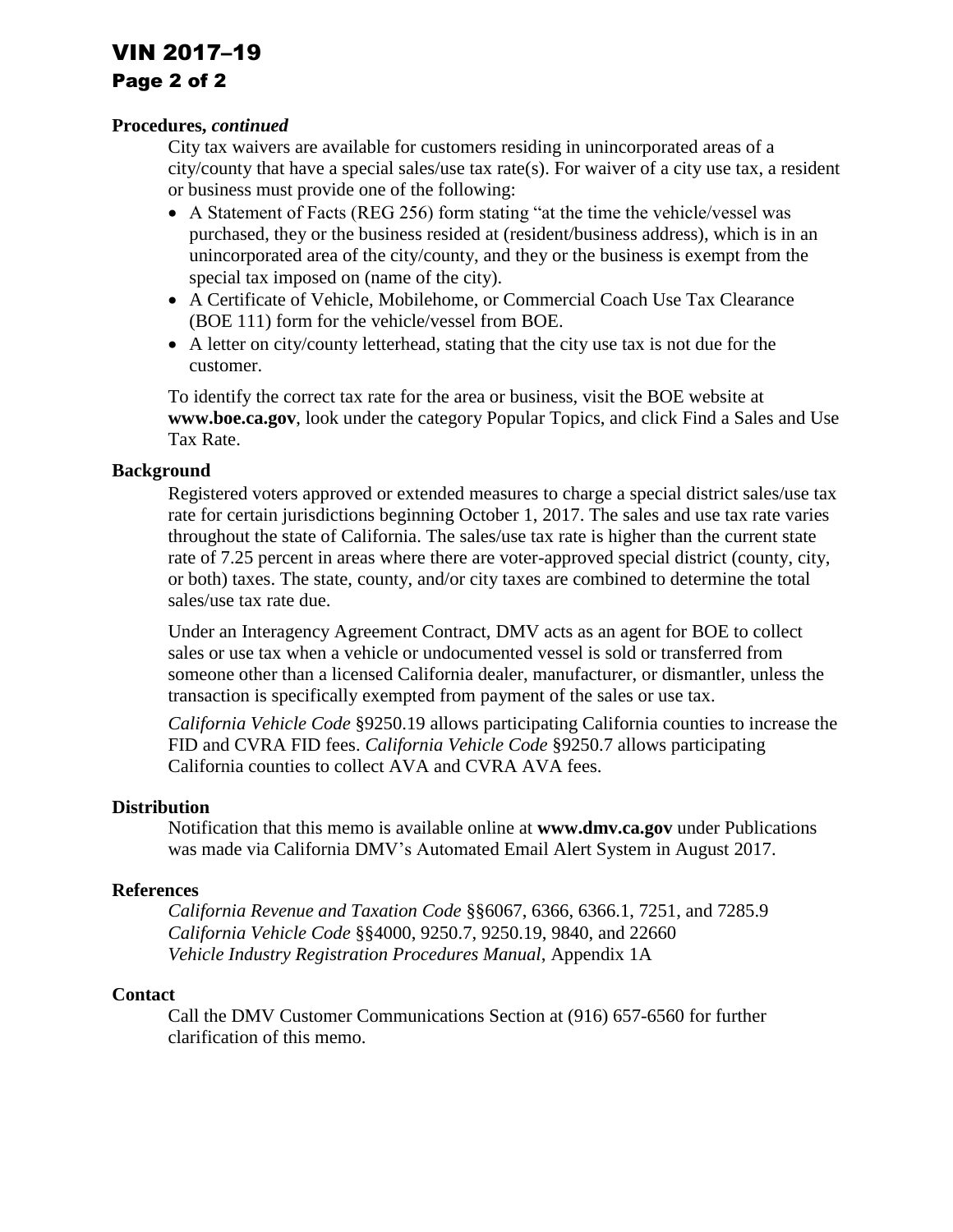**Procedures, *continued***

City tax waivers are available for customers residing in unincorporated areas of a city/county that have a special sales/use tax rate(s). For waiver of a city use tax, a resident or business must provide one of the following:

- A Statement of Facts (REG 256) form stating "at the time the vehicle/vessel was purchased, they or the business resided at (resident/business address), which is in an unincorporated area of the city/county, and they or the business is exempt from the special tax imposed on (name of the city).
- A Certificate of Vehicle, Mobilehome, or Commercial Coach Use Tax Clearance (BOE 111) form for the vehicle/vessel from BOE.
- A letter on city/county letterhead, stating that the city use tax is not due for the customer.

To identify the correct tax rate for the area or business, visit the BOE website at **www.boe.ca.gov**, look under the category Popular Topics, and click Find a Sales and Use Tax Rate.

**Background**

Registered voters approved or extended measures to charge a special district sales/use tax rate for certain jurisdictions beginning October 1, 2017. The sales and use tax rate varies throughout the state of California. The sales/use tax rate is higher than the current state rate of 7.25 percent in areas where there are voter-approved special district (county, city, or both) taxes. The state, county, and/or city taxes are combined to determine the total sales/use tax rate due.

Under an Interagency Agreement Contract, DMV acts as an agent for BOE to collect sales or use tax when a vehicle or undocumented vessel is sold or transferred from someone other than a licensed California dealer, manufacturer, or dismantler, unless the transaction is specifically exempted from payment of the sales or use tax.

*California Vehicle Code* §9250.19 allows participating California counties to increase the FID and CVRA FID fees. *California Vehicle Code* §9250.7 allows participating California counties to collect AVA and CVRA AVA fees.

**Distribution**

Notification that this memo is available online at **www.dmv.ca.gov** under Publications was made via California DMV's Automated Email Alert System in August 2017.

**References**

*California Revenue and Taxation Code* §§6067, 6366, 6366.1, 7251, and 7285.9
*California Vehicle Code* §§4000, 9250.7, 9250.19, 9840, and 22660
*Vehicle Industry Registration Procedures Manual*, Appendix 1A

**Contact**

Call the DMV Customer Communications Section at (916) 657-6560 for further clarification of this memo.